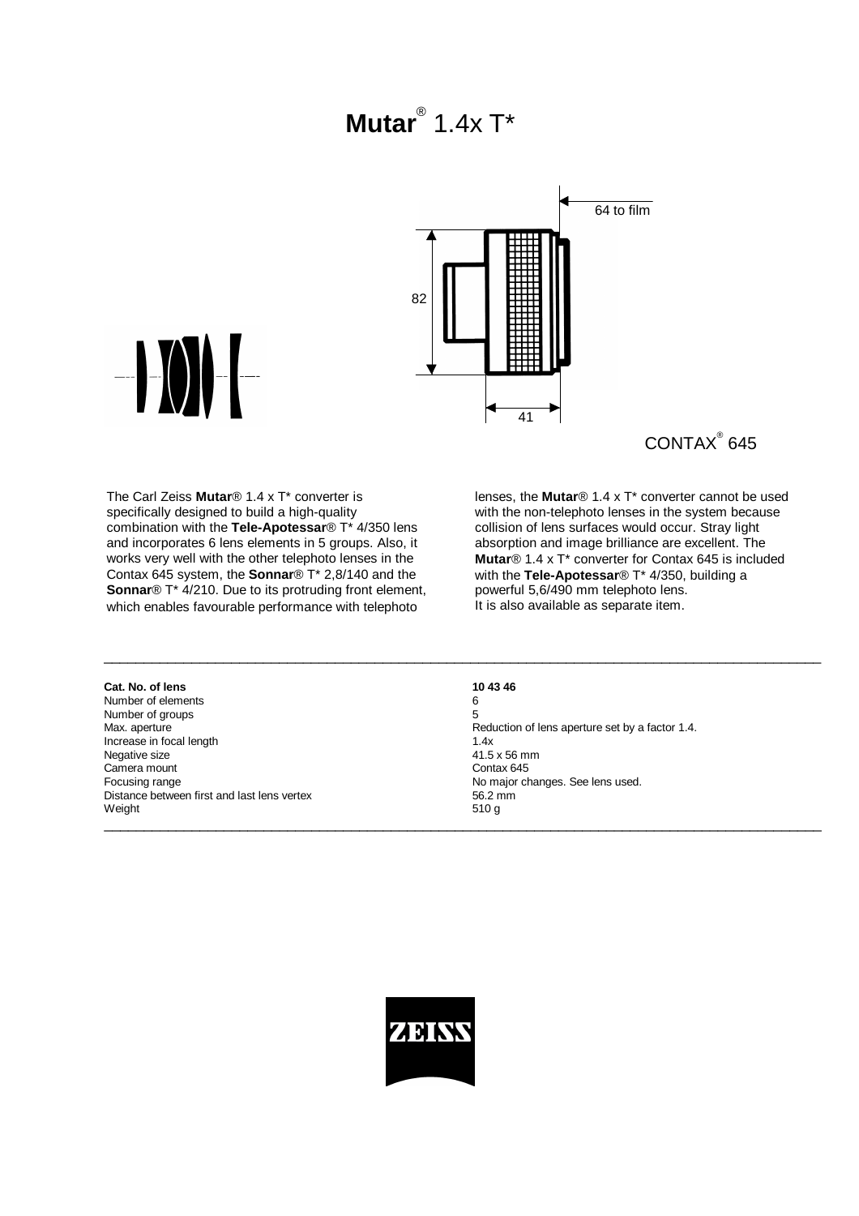# **Mutar**® 1.4x T*

64 to film

82

41

CONTAX® 645

The Carl Zeiss **Mutar**® 1.4 x T* converter is specifically designed to build a high-quality combination with the **Tele-Apotessar**® T* 4/350 lens and incorporates 6 lens elements in 5 groups. Also, it works very well with the other telephoto lenses in the Contax 645 system, the **Sonnar**® T* 2,8/140 and the **Sonnar**® T* 4/210. Due to its protruding front element, which enables favourable performance with telephoto lenses, the **Mutar**® 1.4 x T* converter cannot be used with the non-telephoto lenses in the system because collision of lens surfaces would occur. Stray light absorption and image brilliance are excellent. The **Mutar**® 1.4 x T* converter for Contax 645 is included with the **Tele-Apotessar**® T* 4/350, building a powerful 5,6/490 mm telephoto lens.
It is also available as separate item.

| **Cat. No. of lens** | **10 43 46** |
|---|---|
| Number of elements | 6 |
| Number of groups | 5 |
| Max. aperture | Reduction of lens aperture set by a factor 1.4. |
| Increase in focal length | 1.4x |
| Negative size | 41.5 x 56 mm |
| Camera mount | Contax 645 |
| Focusing range | No major changes. See lens used. |
| Distance between first and last lens vertex | 56.2 mm |
| Weight | 510 g |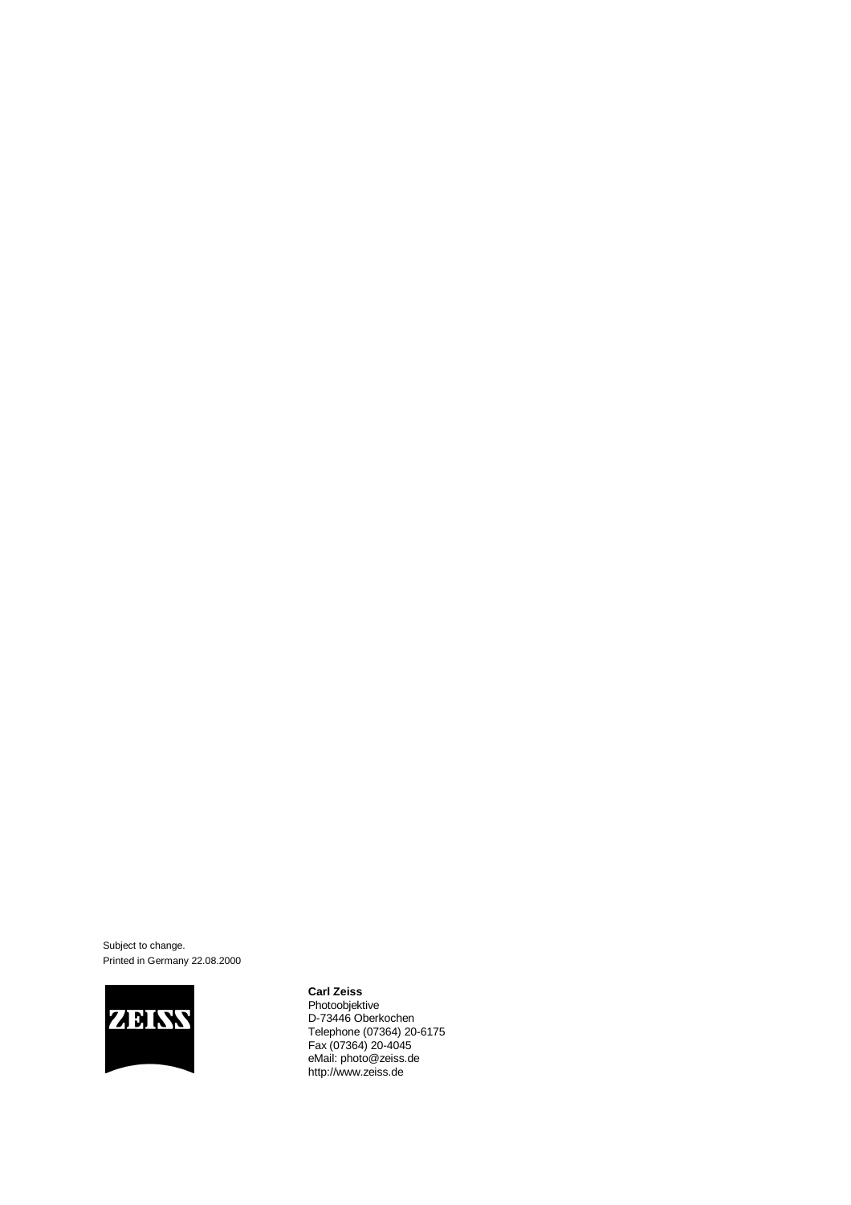Subject to change.
Printed in Germany 22.08.2000

ZEISS

**Carl Zeiss**
Photoobjektive
D-73446 Oberkochen
Telephone (07364) 20-6175
Fax (07364) 20-4045
eMail: photo@zeiss.de
http://www.zeiss.de